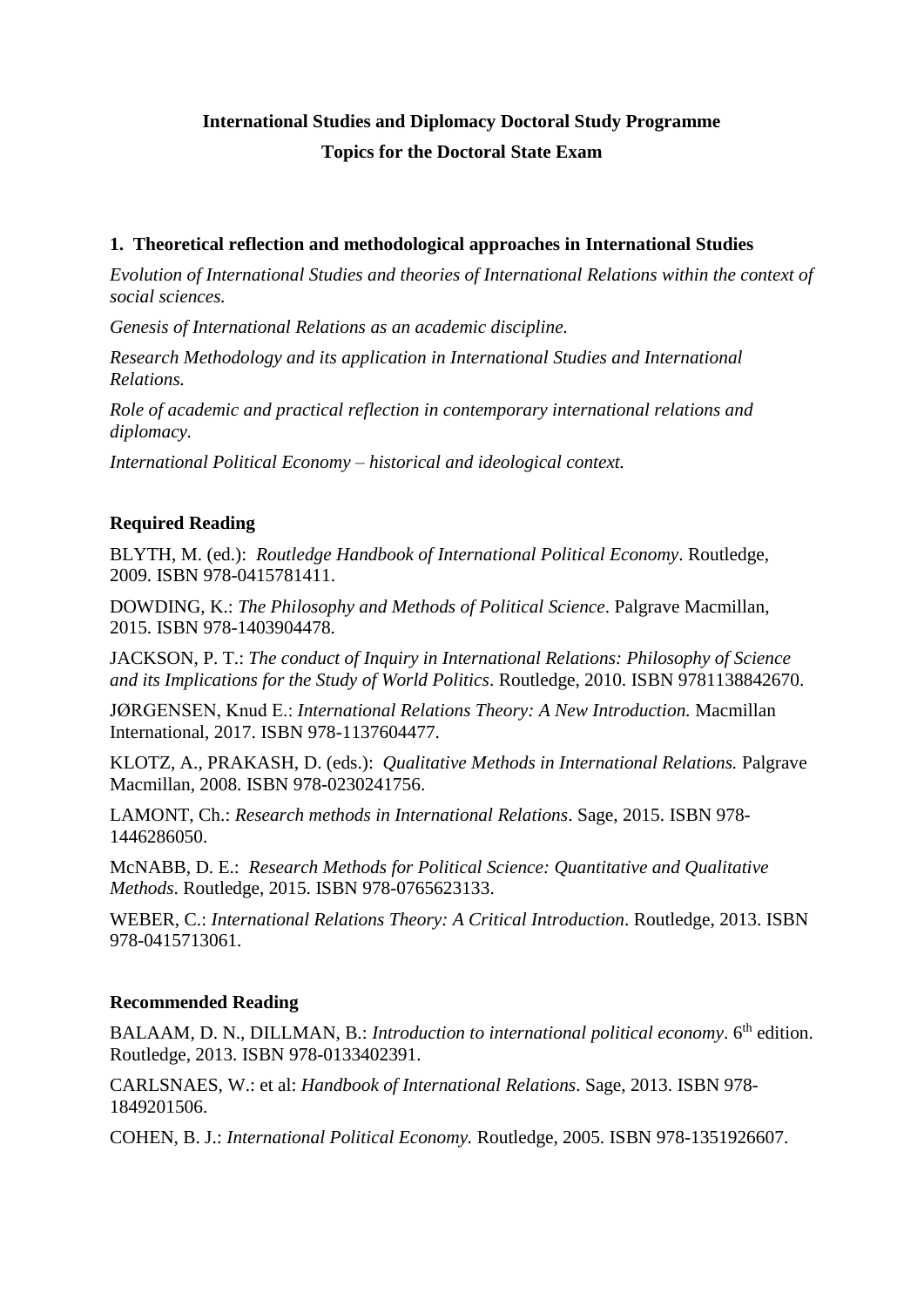**International Studies and Diplomacy Doctoral Study Programme**

**Topics for the Doctoral State Exam**

## 1. Theoretical reflection and methodological approaches in International Studies

*Evolution of International Studies and theories of International Relations within the context of social sciences.*

*Genesis of International Relations as an academic discipline.*

*Research Methodology and its application in International Studies and International Relations.*

*Role of academic and practical reflection in contemporary international relations and diplomacy.*

*International Political Economy – historical and ideological context.*

### Required Reading

BLYTH, M. (ed.): *Routledge Handbook of International Political Economy*. Routledge, 2009. ISBN 978-0415781411.

DOWDING, K.: *The Philosophy and Methods of Political Science*. Palgrave Macmillan, 2015. ISBN 978-1403904478.

JACKSON, P. T.: *The conduct of Inquiry in International Relations: Philosophy of Science and its Implications for the Study of World Politics*. Routledge, 2010. ISBN 9781138842670.

JØRGENSEN, Knud E.: *International Relations Theory: A New Introduction.* Macmillan International, 2017. ISBN 978-1137604477.

KLOTZ, A., PRAKASH, D. (eds.): *Qualitative Methods in International Relations.* Palgrave Macmillan, 2008. ISBN 978-0230241756.

LAMONT, Ch.: *Research methods in International Relations*. Sage, 2015. ISBN 978-1446286050.

McNABB, D. E.: *Research Methods for Political Science: Quantitative and Qualitative Methods*. Routledge, 2015. ISBN 978-0765623133.

WEBER, C.: *International Relations Theory: A Critical Introduction*. Routledge, 2013. ISBN 978-0415713061.

### Recommended Reading

BALAAM, D. N., DILLMAN, B.: *Introduction to international political economy*. 6th edition. Routledge, 2013. ISBN 978-0133402391.

CARLSNAES, W.: et al: *Handbook of International Relations*. Sage, 2013. ISBN 978-1849201506.

COHEN, B. J.: *International Political Economy.* Routledge, 2005. ISBN 978-1351926607.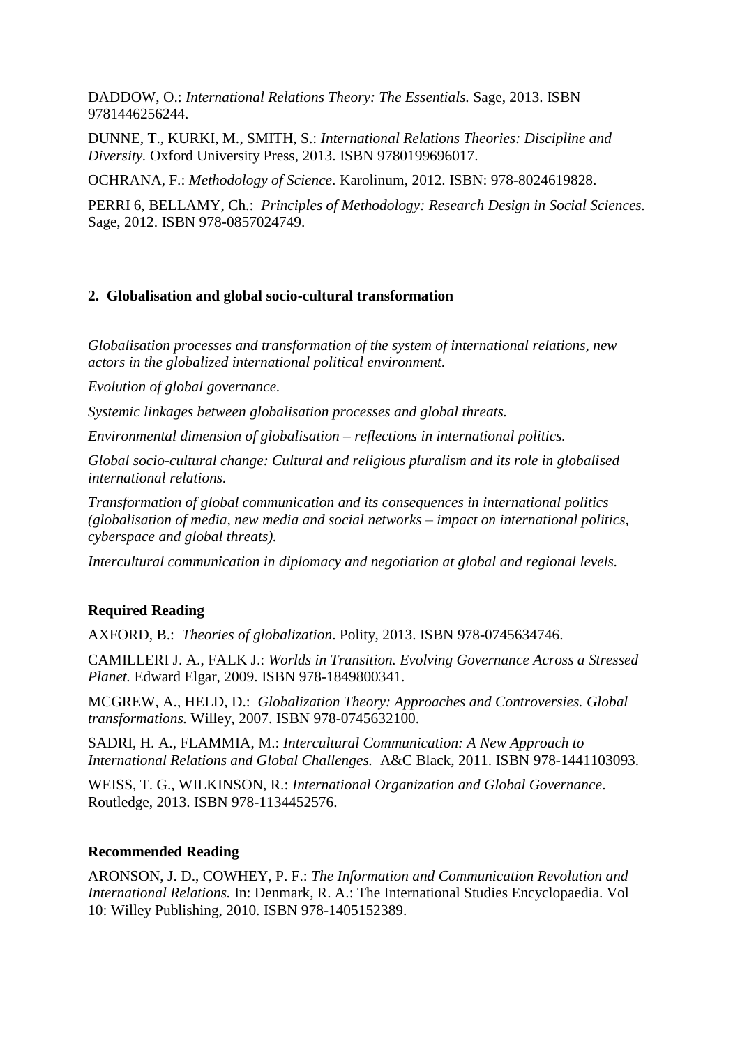DADDOW, O.: *International Relations Theory: The Essentials.* Sage, 2013. ISBN 9781446256244.

DUNNE, T., KURKI, M., SMITH, S.: *International Relations Theories: Discipline and Diversity.* Oxford University Press, 2013. ISBN 9780199696017.

OCHRANA, F.: *Methodology of Science*. Karolinum, 2012. ISBN: 978-8024619828.

PERRI 6, BELLAMY, Ch.: *Principles of Methodology: Research Design in Social Sciences.* Sage, 2012. ISBN 978-0857024749.

## 2. Globalisation and global socio-cultural transformation

*Globalisation processes and transformation of the system of international relations, new actors in the globalized international political environment.*

*Evolution of global governance.*

*Systemic linkages between globalisation processes and global threats.*

*Environmental dimension of globalisation – reflections in international politics.*

*Global socio-cultural change: Cultural and religious pluralism and its role in globalised international relations.*

*Transformation of global communication and its consequences in international politics (globalisation of media, new media and social networks – impact on international politics, cyberspace and global threats).*

*Intercultural communication in diplomacy and negotiation at global and regional levels.*

### Required Reading

AXFORD, B.: *Theories of globalization*. Polity, 2013. ISBN 978-0745634746.

CAMILLERI J. A., FALK J.: *Worlds in Transition. Evolving Governance Across a Stressed Planet.* Edward Elgar, 2009. ISBN 978-1849800341.

MCGREW, A., HELD, D.: *Globalization Theory: Approaches and Controversies. Global transformations.* Willey, 2007. ISBN 978-0745632100.

SADRI, H. A., FLAMMIA, M.: *Intercultural Communication: A New Approach to International Relations and Global Challenges.* A&C Black, 2011. ISBN 978-1441103093.

WEISS, T. G., WILKINSON, R.: *International Organization and Global Governance*. Routledge, 2013. ISBN 978-1134452576.

### Recommended Reading

ARONSON, J. D., COWHEY, P. F.: *The Information and Communication Revolution and International Relations.* In: Denmark, R. A.: The International Studies Encyclopaedia. Vol 10: Willey Publishing, 2010. ISBN 978-1405152389.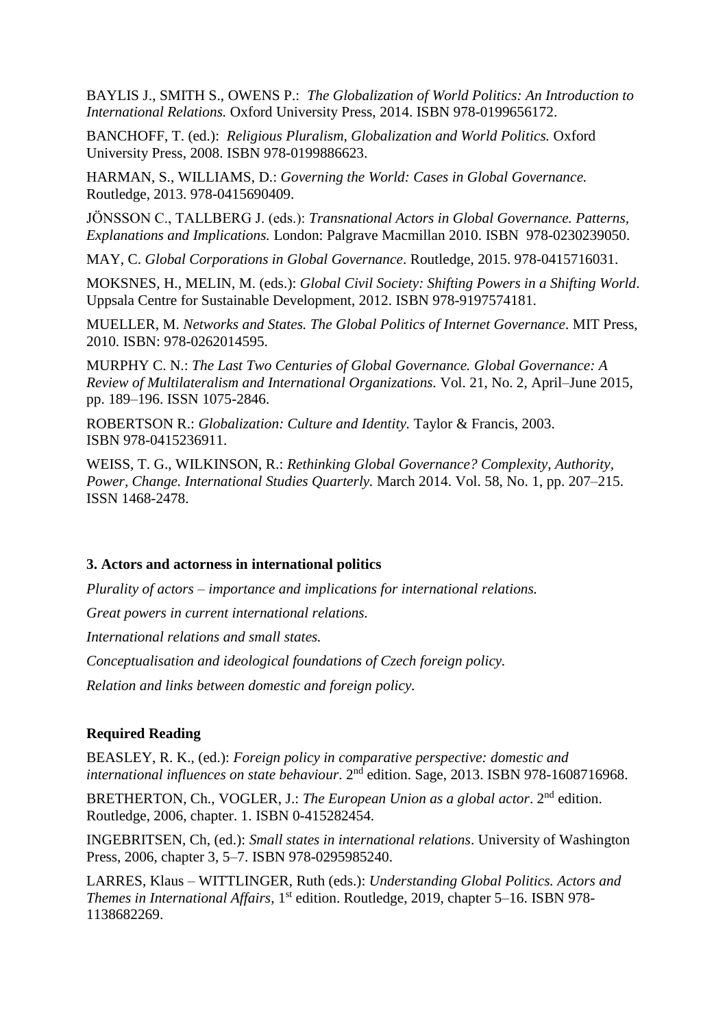BAYLIS J., SMITH S., OWENS P.: *The Globalization of World Politics: An Introduction to International Relations.* Oxford University Press, 2014. ISBN 978-0199656172.

BANCHOFF, T. (ed.): *Religious Pluralism, Globalization and World Politics.* Oxford University Press, 2008. ISBN 978-0199886623.

HARMAN, S., WILLIAMS, D.: *Governing the World: Cases in Global Governance.* Routledge, 2013. 978-0415690409.

JÖNSSON C., TALLBERG J. (eds.): *Transnational Actors in Global Governance. Patterns, Explanations and Implications.* London: Palgrave Macmillan 2010. ISBN 978-0230239050.

MAY, C. *Global Corporations in Global Governance*. Routledge, 2015. 978-0415716031.

MOKSNES, H., MELIN, M. (eds.): *Global Civil Society: Shifting Powers in a Shifting World*. Uppsala Centre for Sustainable Development, 2012. ISBN 978-9197574181.

MUELLER, M. *Networks and States. The Global Politics of Internet Governance*. MIT Press, 2010. ISBN: 978-0262014595.

MURPHY C. N.: *The Last Two Centuries of Global Governance. Global Governance: A Review of Multilateralism and International Organizations.* Vol. 21, No. 2, April–June 2015, pp. 189–196. ISSN 1075-2846.

ROBERTSON R.: *Globalization: Culture and Identity.* Taylor & Francis, 2003. ISBN 978-0415236911.

WEISS, T. G., WILKINSON, R.: *Rethinking Global Governance? Complexity, Authority, Power, Change. International Studies Quarterly.* March 2014. Vol. 58, No. 1, pp. 207–215. ISSN 1468-2478.

**3. Actors and actorness in international politics**

*Plurality of actors – importance and implications for international relations.*

*Great powers in current international relations.*

*International relations and small states.*

*Conceptualisation and ideological foundations of Czech foreign policy.*

*Relation and links between domestic and foreign policy.*

**Required Reading**

BEASLEY, R. K., (ed.): *Foreign policy in comparative perspective: domestic and international influences on state behaviour*. 2nd edition. Sage, 2013. ISBN 978-1608716968.

BRETHERTON, Ch., VOGLER, J.: *The European Union as a global actor*. 2nd edition. Routledge, 2006, chapter. 1. ISBN 0-415282454.

INGEBRITSEN, Ch, (ed.): *Small states in international relations*. University of Washington Press, 2006, chapter 3, 5–7. ISBN 978-0295985240.

LARRES, Klaus – WITTLINGER, Ruth (eds.): *Understanding Global Politics. Actors and Themes in International Affairs*, 1st edition. Routledge, 2019, chapter 5–16. ISBN 978-1138682269.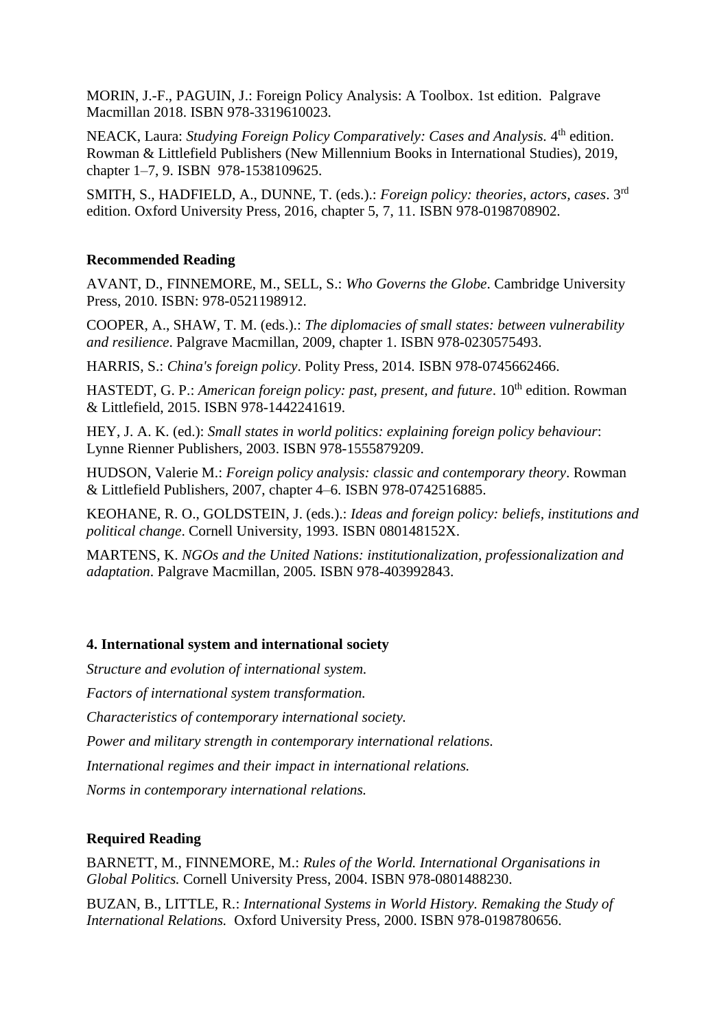MORIN, J.-F., PAGUIN, J.: Foreign Policy Analysis: A Toolbox. 1st edition. Palgrave Macmillan 2018. ISBN 978-3319610023.

NEACK, Laura: *Studying Foreign Policy Comparatively: Cases and Analysis*. 4th edition. Rowman & Littlefield Publishers (New Millennium Books in International Studies), 2019, chapter 1–7, 9. ISBN 978-1538109625.

SMITH, S., HADFIELD, A., DUNNE, T. (eds.).: *Foreign policy: theories, actors, cases*. 3rd edition. Oxford University Press, 2016, chapter 5, 7, 11. ISBN 978-0198708902.

**Recommended Reading**

AVANT, D., FINNEMORE, M., SELL, S.: *Who Governs the Globe*. Cambridge University Press, 2010. ISBN: 978-0521198912.

COOPER, A., SHAW, T. M. (eds.).: *The diplomacies of small states: between vulnerability and resilience*. Palgrave Macmillan, 2009, chapter 1. ISBN 978-0230575493.

HARRIS, S.: *China's foreign policy*. Polity Press, 2014. ISBN 978-0745662466.

HASTEDT, G. P.: *American foreign policy: past, present, and future*. 10th edition. Rowman & Littlefield, 2015. ISBN 978-1442241619.

HEY, J. A. K. (ed.): *Small states in world politics: explaining foreign policy behaviour*: Lynne Rienner Publishers, 2003. ISBN 978-1555879209.

HUDSON, Valerie M.: *Foreign policy analysis: classic and contemporary theory*. Rowman & Littlefield Publishers, 2007, chapter 4–6. ISBN 978-0742516885.

KEOHANE, R. O., GOLDSTEIN, J. (eds.).: *Ideas and foreign policy: beliefs, institutions and political change*. Cornell University, 1993. ISBN 080148152X.

MARTENS, K. *NGOs and the United Nations: institutionalization, professionalization and adaptation*. Palgrave Macmillan, 2005. ISBN 978-403992843.

**4. International system and international society**

*Structure and evolution of international system.*

*Factors of international system transformation.*

*Characteristics of contemporary international society.*

*Power and military strength in contemporary international relations.*

*International regimes and their impact in international relations.*

*Norms in contemporary international relations.*

**Required Reading**

BARNETT, M., FINNEMORE, M.: *Rules of the World. International Organisations in Global Politics.* Cornell University Press, 2004. ISBN 978-0801488230.

BUZAN, B., LITTLE, R.: *International Systems in World History. Remaking the Study of International Relations.* Oxford University Press, 2000. ISBN 978-0198780656.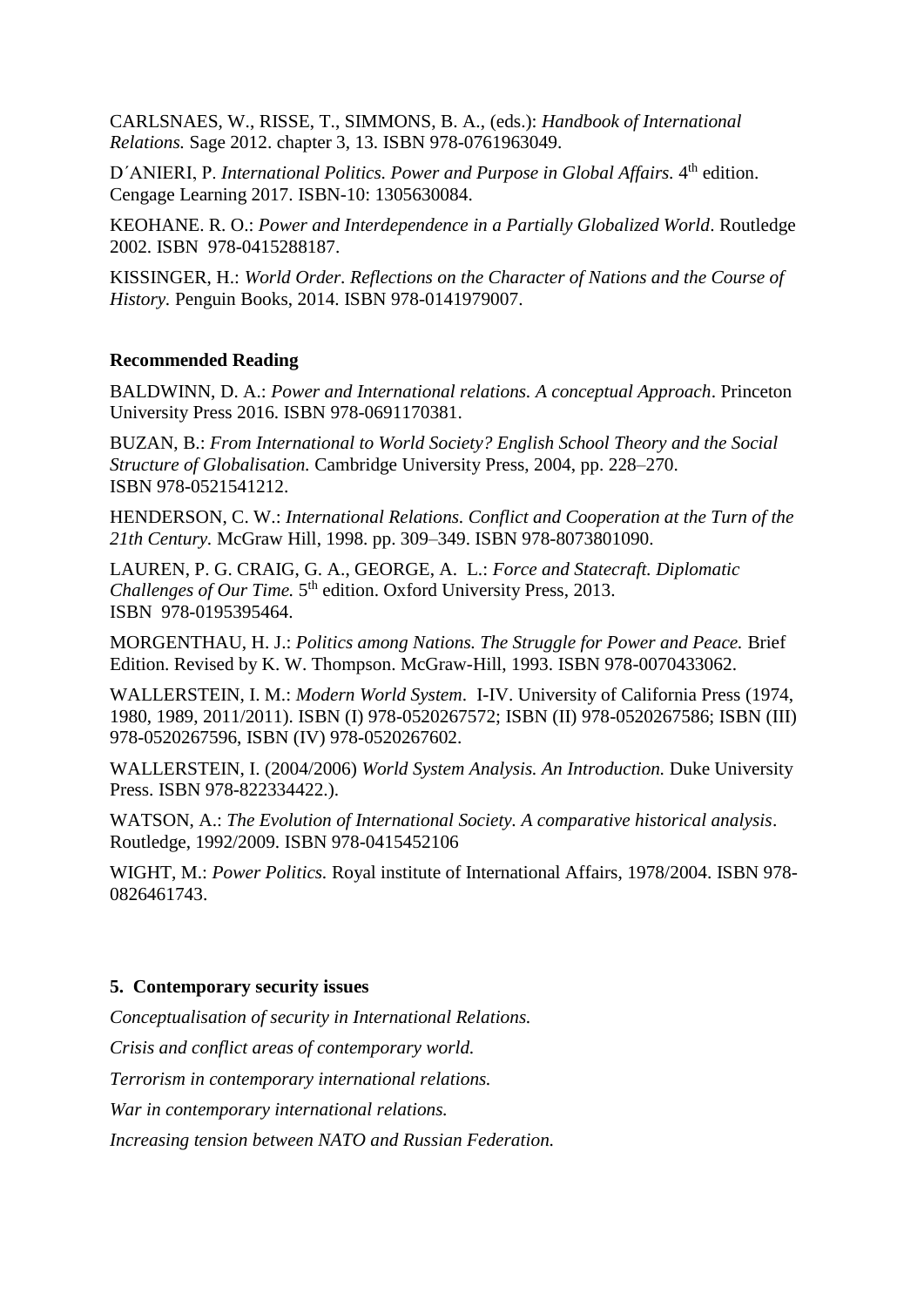CARLSNAES, W., RISSE, T., SIMMONS, B. A., (eds.): *Handbook of International Relations.* Sage 2012. chapter 3, 13. ISBN 978-0761963049.

D´ANIERI, P. *International Politics. Power and Purpose in Global Affairs.* 4th edition. Cengage Learning 2017. ISBN-10: 1305630084.

KEOHANE. R. O.: *Power and Interdependence in a Partially Globalized World*. Routledge 2002. ISBN 978-0415288187.

KISSINGER, H.: *World Order. Reflections on the Character of Nations and the Course of History.* Penguin Books, 2014. ISBN 978-0141979007.

**Recommended Reading**

BALDWINN, D. A.: *Power and International relations. A conceptual Approach*. Princeton University Press 2016. ISBN 978-0691170381.

BUZAN, B.: *From International to World Society? English School Theory and the Social Structure of Globalisation.* Cambridge University Press, 2004, pp. 228–270. ISBN 978-0521541212.

HENDERSON, C. W.: *International Relations. Conflict and Cooperation at the Turn of the 21th Century.* McGraw Hill, 1998. pp. 309–349. ISBN 978-8073801090.

LAUREN, P. G. CRAIG, G. A., GEORGE, A. L.: *Force and Statecraft. Diplomatic Challenges of Our Time.* 5th edition. Oxford University Press, 2013. ISBN 978-0195395464.

MORGENTHAU, H. J.: *Politics among Nations. The Struggle for Power and Peace.* Brief Edition. Revised by K. W. Thompson. McGraw-Hill, 1993. ISBN 978-0070433062.

WALLERSTEIN, I. M.: *Modern World System*. I-IV. University of California Press (1974, 1980, 1989, 2011/2011). ISBN (I) 978-0520267572; ISBN (II) 978-0520267586; ISBN (III) 978-0520267596, ISBN (IV) 978-0520267602.

WALLERSTEIN, I. (2004/2006) *World System Analysis. An Introduction.* Duke University Press. ISBN 978-822334422.).

WATSON, A.: *The Evolution of International Society. A comparative historical analysis*. Routledge, 1992/2009. ISBN 978-0415452106

WIGHT, M.: *Power Politics.* Royal institute of International Affairs, 1978/2004. ISBN 978-0826461743.

**5. Contemporary security issues**

*Conceptualisation of security in International Relations.*

*Crisis and conflict areas of contemporary world.*

*Terrorism in contemporary international relations.*

*War in contemporary international relations.*

*Increasing tension between NATO and Russian Federation.*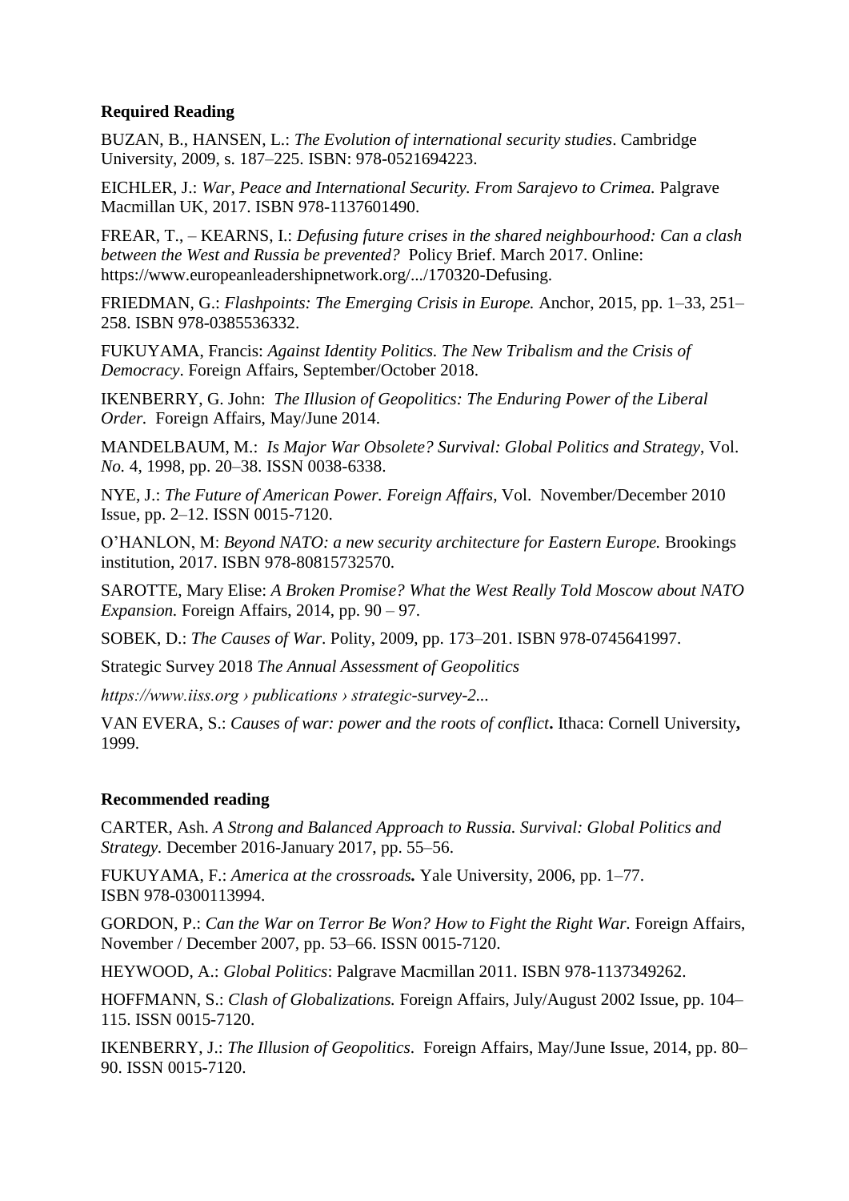**Required Reading**

BUZAN, B., HANSEN, L.: *The Evolution of international security studies*. Cambridge University, 2009, s. 187–225. ISBN: 978-0521694223.

EICHLER, J.: *War, Peace and International Security. From Sarajevo to Crimea.* Palgrave Macmillan UK, 2017. ISBN 978-1137601490.

FREAR, T., – KEARNS, I.: *Defusing future crises in the shared neighbourhood: Can a clash between the West and Russia be prevented?* Policy Brief. March 2017. Online: https://www.europeanleadershipnetwork.org/.../170320-Defusing.

FRIEDMAN, G.: *Flashpoints: The Emerging Crisis in Europe.* Anchor, 2015, pp. 1–33, 251–258. ISBN 978-0385536332.

FUKUYAMA, Francis: *Against Identity Politics. The New Tribalism and the Crisis of Democracy*. Foreign Affairs, September/October 2018.

IKENBERRY, G. John: *The Illusion of Geopolitics: The Enduring Power of the Liberal Order.* Foreign Affairs, May/June 2014.

MANDELBAUM, M.: *Is Major War Obsolete? Survival: Global Politics and Strategy*, Vol. *No.* 4, 1998, pp. 20–38. ISSN 0038-6338.

NYE, J.: *The Future of American Power. Foreign Affairs*, Vol. November/December 2010 Issue, pp. 2–12. ISSN 0015-7120.

O'HANLON, M: *Beyond NATO: a new security architecture for Eastern Europe.* Brookings institution, 2017. ISBN 978-80815732570.

SAROTTE, Mary Elise: *A Broken Promise? What the West Really Told Moscow about NATO Expansion.* Foreign Affairs, 2014, pp. 90 – 97.

SOBEK, D.: *The Causes of War*. Polity, 2009, pp. 173–201. ISBN 978-0745641997.

Strategic Survey 2018 *The Annual Assessment of Geopolitics*

*https://www.iiss.org › publications › strategic-survey-2...*

VAN EVERA, S.: *Causes of war: power and the roots of conflict***.** Ithaca: Cornell University**,** 1999.

**Recommended reading**

CARTER, Ash. *A Strong and Balanced Approach to Russia. Survival: Global Politics and Strategy.* December 2016-January 2017, pp. 55–56.

FUKUYAMA, F.: *America at the crossroads***.** Yale University, 2006, pp. 1–77. ISBN 978-0300113994.

GORDON, P.: *Can the War on Terror Be Won? How to Fight the Right War.* Foreign Affairs, November / December 2007, pp. 53–66. ISSN 0015-7120.

HEYWOOD, A.: *Global Politics*: Palgrave Macmillan 2011. ISBN 978-1137349262.

HOFFMANN, S.: *Clash of Globalizations.* Foreign Affairs, July/August 2002 Issue, pp. 104–115. ISSN 0015-7120.

IKENBERRY, J.: *The Illusion of Geopolitics*. Foreign Affairs, May/June Issue, 2014, pp. 80–90. ISSN 0015-7120.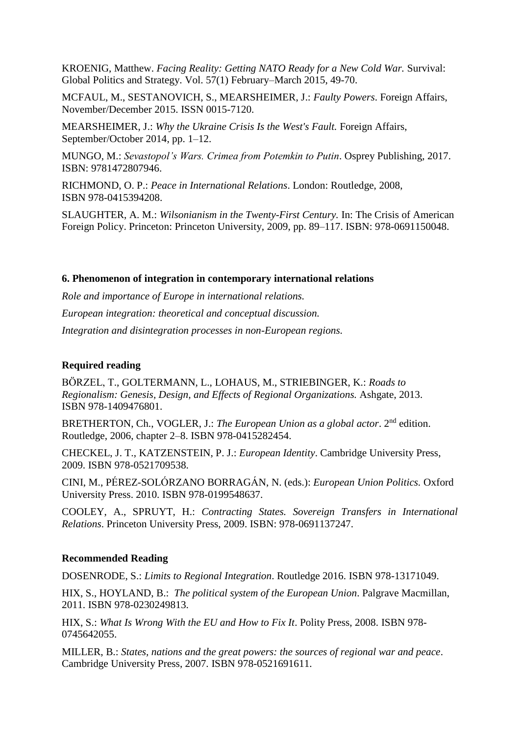KROENIG, Matthew. *Facing Reality: Getting NATO Ready for a New Cold War.* Survival: Global Politics and Strategy. Vol. 57(1) February–March 2015, 49-70.

MCFAUL, M., SESTANOVICH, S., MEARSHEIMER, J.: *Faulty Powers*. Foreign Affairs, November/December 2015. ISSN 0015-7120.

MEARSHEIMER, J.: *Why the Ukraine Crisis Is the West's Fault.* Foreign Affairs, September/October 2014, pp. 1–12.

MUNGO, M.: *Sevastopol's Wars. Crimea from Potemkin to Putin*. Osprey Publishing, 2017. ISBN: 9781472807946.

RICHMOND, O. P.: *Peace in International Relations*. London: Routledge, 2008, ISBN 978-0415394208.

SLAUGHTER, A. M.: *Wilsonianism in the Twenty-First Century.* In: The Crisis of American Foreign Policy. Princeton: Princeton University, 2009, pp. 89–117. ISBN: 978-0691150048.

### 6. Phenomenon of integration in contemporary international relations

*Role and importance of Europe in international relations.*

*European integration: theoretical and conceptual discussion.*

*Integration and disintegration processes in non-European regions.*

#### Required reading

BÖRZEL, T., GOLTERMANN, L., LOHAUS, M., STRIEBINGER, K.: *Roads to Regionalism: Genesis, Design, and Effects of Regional Organizations.* Ashgate, 2013. ISBN 978-1409476801.

BRETHERTON, Ch., VOGLER, J.: *The European Union as a global actor*. 2nd edition. Routledge, 2006, chapter 2–8. ISBN 978-0415282454.

CHECKEL, J. T., KATZENSTEIN, P. J.: *European Identity*. Cambridge University Press, 2009. ISBN 978-0521709538.

CINI, M., PÉREZ-SOLÓRZANO BORRAGÁN, N. (eds.): *European Union Politics.* Oxford University Press. 2010. ISBN 978-0199548637.

COOLEY, A., SPRUYT, H.: *Contracting States. Sovereign Transfers in International Relations*. Princeton University Press, 2009. ISBN: 978-0691137247.

#### Recommended Reading

DOSENRODE, S.: *Limits to Regional Integration*. Routledge 2016. ISBN 978-13171049.

HIX, S., HOYLAND, B.: *The political system of the European Union*. Palgrave Macmillan, 2011. ISBN 978-0230249813.

HIX, S.: *What Is Wrong With the EU and How to Fix It*. Polity Press, 2008. ISBN 978-0745642055.

MILLER, B.: *States, nations and the great powers: the sources of regional war and peace*. Cambridge University Press, 2007. ISBN 978-0521691611.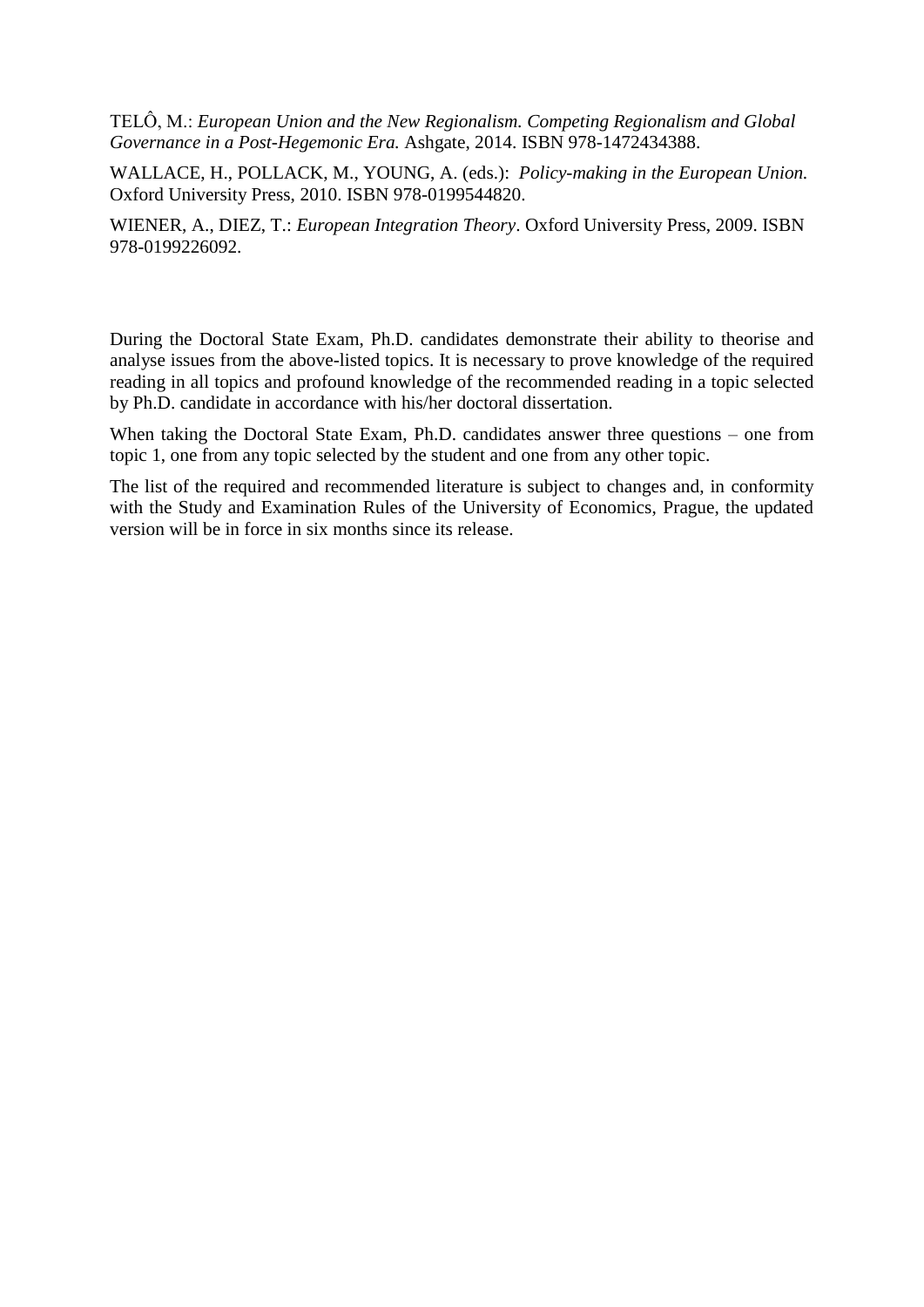TELÔ, M.: *European Union and the New Regionalism. Competing Regionalism and Global Governance in a Post-Hegemonic Era.* Ashgate, 2014. ISBN 978-1472434388.

WALLACE, H., POLLACK, M., YOUNG, A. (eds.): *Policy-making in the European Union.* Oxford University Press, 2010. ISBN 978-0199544820.

WIENER, A., DIEZ, T.: *European Integration Theory*. Oxford University Press, 2009. ISBN 978-0199226092.

During the Doctoral State Exam, Ph.D. candidates demonstrate their ability to theorise and analyse issues from the above-listed topics. It is necessary to prove knowledge of the required reading in all topics and profound knowledge of the recommended reading in a topic selected by Ph.D. candidate in accordance with his/her doctoral dissertation.

When taking the Doctoral State Exam, Ph.D. candidates answer three questions – one from topic 1, one from any topic selected by the student and one from any other topic.

The list of the required and recommended literature is subject to changes and, in conformity with the Study and Examination Rules of the University of Economics, Prague, the updated version will be in force in six months since its release.